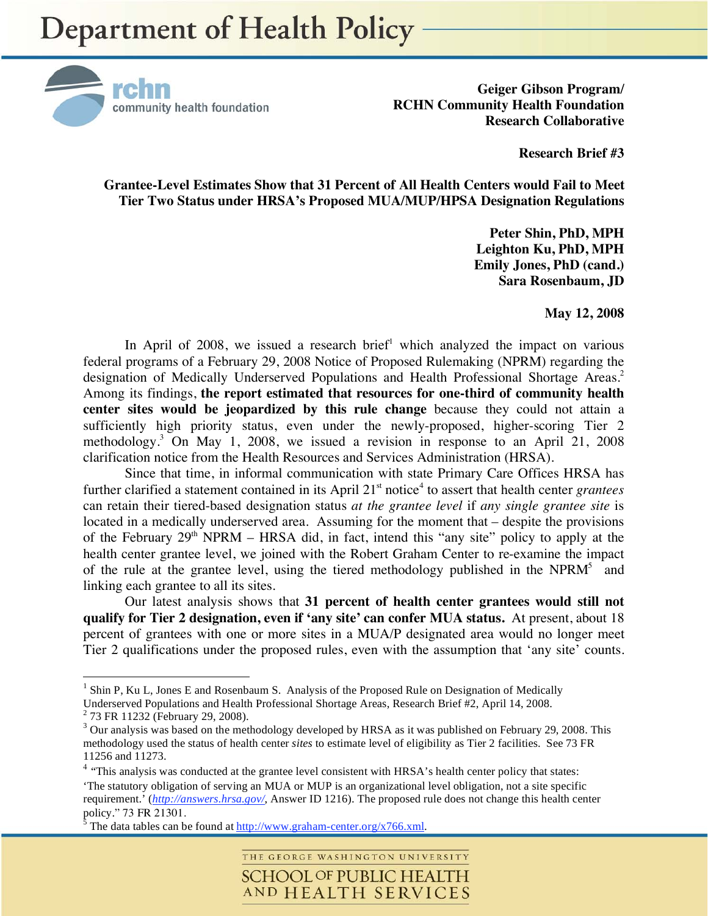# Department of Health Policy

**Geiger Gibson Program/**
**RCHN Community Health Foundation**
**Research Collaborative**

**Research Brief #3**

## Grantee-Level Estimates Show that 31 Percent of All Health Centers would Fail to Meet Tier Two Status under HRSA's Proposed MUA/MUP/HPSA Designation Regulations

**Peter Shin, PhD, MPH**
**Leighton Ku, PhD, MPH**
**Emily Jones, PhD (cand.)**
**Sara Rosenbaum, JD**

**May 12, 2008**

In April of 2008, we issued a research brief[1] which analyzed the impact on various federal programs of a February 29, 2008 Notice of Proposed Rulemaking (NPRM) regarding the designation of Medically Underserved Populations and Health Professional Shortage Areas.[2] Among its findings, **the report estimated that resources for one-third of community health center sites would be jeopardized by this rule change** because they could not attain a sufficiently high priority status, even under the newly-proposed, higher-scoring Tier 2 methodology.[3] On May 1, 2008, we issued a revision in response to an April 21, 2008 clarification notice from the Health Resources and Services Administration (HRSA).

Since that time, in informal communication with state Primary Care Offices HRSA has further clarified a statement contained in its April 21st notice[4] to assert that health center *grantees* can retain their tiered-based designation status *at the grantee level* if *any single grantee site* is located in a medically underserved area. Assuming for the moment that – despite the provisions of the February 29th NPRM – HRSA did, in fact, intend this "any site" policy to apply at the health center grantee level, we joined with the Robert Graham Center to re-examine the impact of the rule at the grantee level, using the tiered methodology published in the NPRM[5] and linking each grantee to all its sites.

Our latest analysis shows that **31 percent of health center grantees would still not qualify for Tier 2 designation, even if 'any site' can confer MUA status.** At present, about 18 percent of grantees with one or more sites in a MUA/P designated area would no longer meet Tier 2 qualifications under the proposed rules, even with the assumption that 'any site' counts.

---

[1] Shin P, Ku L, Jones E and Rosenbaum S. Analysis of the Proposed Rule on Designation of Medically Underserved Populations and Health Professional Shortage Areas, Research Brief #2, April 14, 2008.

[2] 73 FR 11232 (February 29, 2008).

[3] Our analysis was based on the methodology developed by HRSA as it was published on February 29, 2008. This methodology used the status of health center *sites* to estimate level of eligibility as Tier 2 facilities. See 73 FR 11256 and 11273.

[4] "This analysis was conducted at the grantee level consistent with HRSA's health center policy that states: 'The statutory obligation of serving an MUA or MUP is an organizational level obligation, not a site specific requirement.' (*http://answers.hrsa.gov/*, Answer ID 1216). The proposed rule does not change this health center policy." 73 FR 21301.

[5] The data tables can be found at http://www.graham-center.org/x766.xml.

THE GEORGE WASHINGTON UNIVERSITY SCHOOL OF PUBLIC HEALTH AND HEALTH SERVICES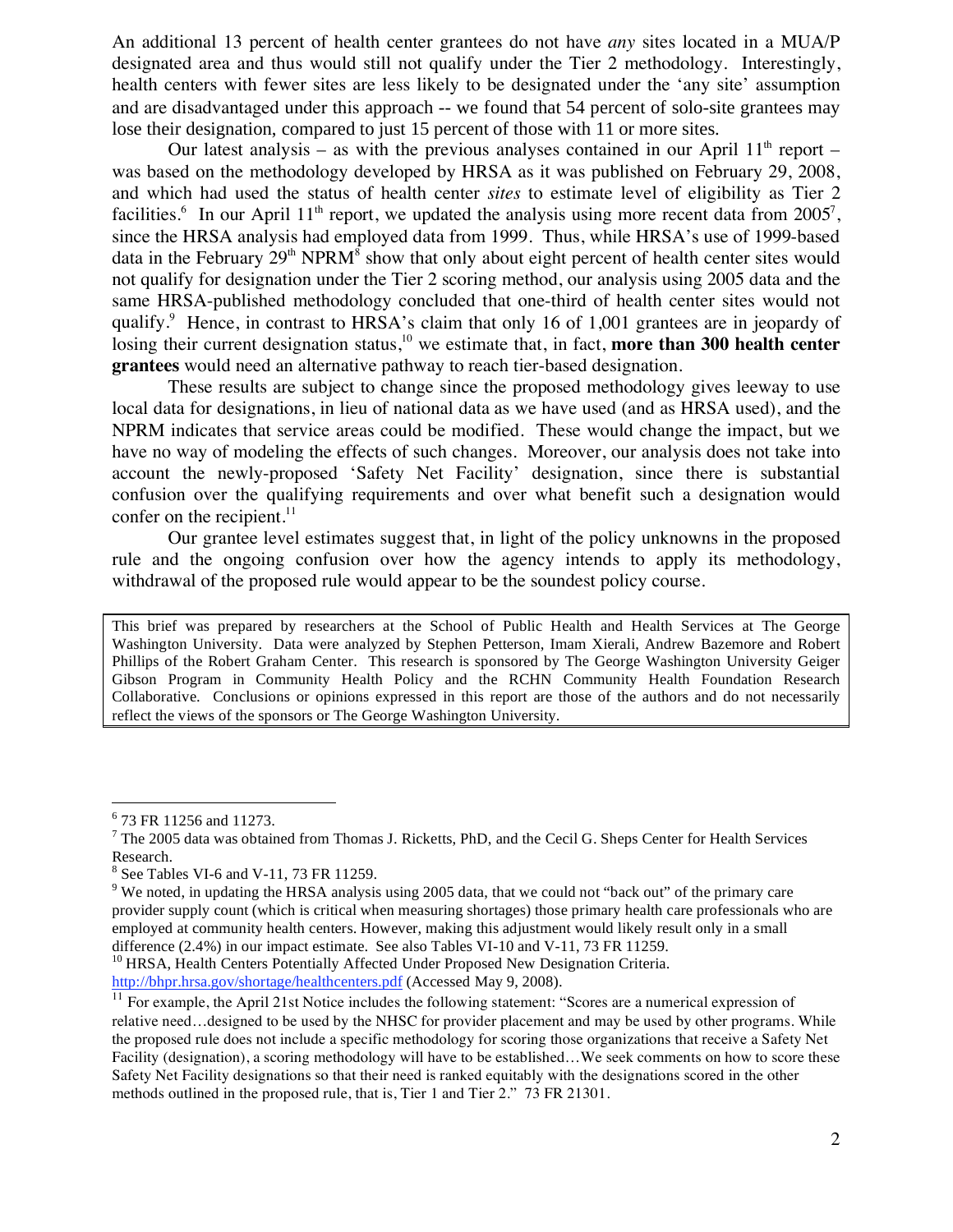An additional 13 percent of health center grantees do not have *any* sites located in a MUA/P designated area and thus would still not qualify under the Tier 2 methodology. Interestingly, health centers with fewer sites are less likely to be designated under the 'any site' assumption and are disadvantaged under this approach -- we found that 54 percent of solo-site grantees may lose their designation, compared to just 15 percent of those with 11 or more sites.

Our latest analysis – as with the previous analyses contained in our April 11th report – was based on the methodology developed by HRSA as it was published on February 29, 2008, and which had used the status of health center *sites* to estimate level of eligibility as Tier 2 facilities.[6] In our April 11th report, we updated the analysis using more recent data from 2005[7], since the HRSA analysis had employed data from 1999. Thus, while HRSA's use of 1999-based data in the February 29th NPRM[8] show that only about eight percent of health center sites would not qualify for designation under the Tier 2 scoring method, our analysis using 2005 data and the same HRSA-published methodology concluded that one-third of health center sites would not qualify.[9] Hence, in contrast to HRSA's claim that only 16 of 1,001 grantees are in jeopardy of losing their current designation status,[10] we estimate that, in fact, **more than 300 health center grantees** would need an alternative pathway to reach tier-based designation.

These results are subject to change since the proposed methodology gives leeway to use local data for designations, in lieu of national data as we have used (and as HRSA used), and the NPRM indicates that service areas could be modified. These would change the impact, but we have no way of modeling the effects of such changes. Moreover, our analysis does not take into account the newly-proposed 'Safety Net Facility' designation, since there is substantial confusion over the qualifying requirements and over what benefit such a designation would confer on the recipient.[11]

Our grantee level estimates suggest that, in light of the policy unknowns in the proposed rule and the ongoing confusion over how the agency intends to apply its methodology, withdrawal of the proposed rule would appear to be the soundest policy course.

This brief was prepared by researchers at the School of Public Health and Health Services at The George Washington University. Data were analyzed by Stephen Petterson, Imam Xierali, Andrew Bazemore and Robert Phillips of the Robert Graham Center. This research is sponsored by The George Washington University Geiger Gibson Program in Community Health Policy and the RCHN Community Health Foundation Research Collaborative. Conclusions or opinions expressed in this report are those of the authors and do not necessarily reflect the views of the sponsors or The George Washington University.

---

[6] 73 FR 11256 and 11273.

[7] The 2005 data was obtained from Thomas J. Ricketts, PhD, and the Cecil G. Sheps Center for Health Services Research.

[8] See Tables VI-6 and V-11, 73 FR 11259.

[9] We noted, in updating the HRSA analysis using 2005 data, that we could not "back out" of the primary care provider supply count (which is critical when measuring shortages) those primary health care professionals who are employed at community health centers. However, making this adjustment would likely result only in a small difference (2.4%) in our impact estimate. See also Tables VI-10 and V-11, 73 FR 11259.

[10] HRSA, Health Centers Potentially Affected Under Proposed New Designation Criteria. http://bhpr.hrsa.gov/shortage/healthcenters.pdf (Accessed May 9, 2008).

[11] For example, the April 21st Notice includes the following statement: "Scores are a numerical expression of relative need…designed to be used by the NHSC for provider placement and may be used by other programs. While the proposed rule does not include a specific methodology for scoring those organizations that receive a Safety Net Facility (designation), a scoring methodology will have to be established…We seek comments on how to score these Safety Net Facility designations so that their need is ranked equitably with the designations scored in the other methods outlined in the proposed rule, that is, Tier 1 and Tier 2." 73 FR 21301.